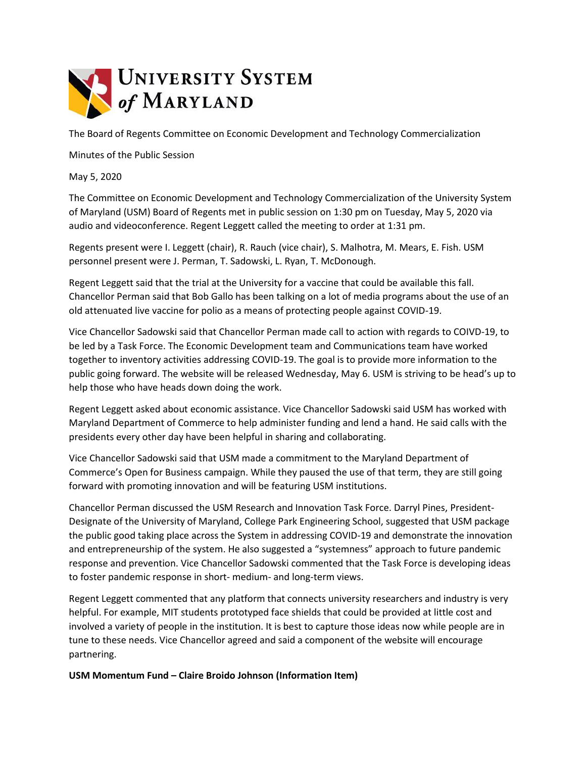The Board of Regents Committee on Economic Development and Technology Commercialization

Minutes of the Public Session

May 5, 2020

The Committee on Economic Development and Technology Commercialization of the University System of Maryland (USM) Board of Regents met in public session on 1:30 pm on Tuesday, May 5, 2020 via audio and videoconference. Regent Leggett called the meeting to order at 1:31 pm.

Regents present were I. Leggett (chair), R. Rauch (vice chair), S. Malhotra, M. Mears, E. Fish. USM personnel present were J. Perman, T. Sadowski, L. Ryan, T. McDonough.

Regent Leggett said that the trial at the University for a vaccine that could be available this fall. Chancellor Perman said that Bob Gallo has been talking on a lot of media programs about the use of an old attenuated live vaccine for polio as a means of protecting people against COVID-19.

Vice Chancellor Sadowski said that Chancellor Perman made call to action with regards to COIVD-19, to be led by a Task Force. The Economic Development team and Communications team have worked together to inventory activities addressing COVID-19. The goal is to provide more information to the public going forward. The website will be released Wednesday, May 6. USM is striving to be head's up to help those who have heads down doing the work.

Regent Leggett asked about economic assistance. Vice Chancellor Sadowski said USM has worked with Maryland Department of Commerce to help administer funding and lend a hand. He said calls with the presidents every other day have been helpful in sharing and collaborating.

Vice Chancellor Sadowski said that USM made a commitment to the Maryland Department of Commerce's Open for Business campaign. While they paused the use of that term, they are still going forward with promoting innovation and will be featuring USM institutions.

Chancellor Perman discussed the USM Research and Innovation Task Force. Darryl Pines, President-Designate of the University of Maryland, College Park Engineering School, suggested that USM package the public good taking place across the System in addressing COVID-19 and demonstrate the innovation and entrepreneurship of the system. He also suggested a "systemness" approach to future pandemic response and prevention. Vice Chancellor Sadowski commented that the Task Force is developing ideas to foster pandemic response in short- medium- and long-term views.

Regent Leggett commented that any platform that connects university researchers and industry is very helpful. For example, MIT students prototyped face shields that could be provided at little cost and involved a variety of people in the institution. It is best to capture those ideas now while people are in tune to these needs. Vice Chancellor agreed and said a component of the website will encourage partnering.

**USM Momentum Fund – Claire Broido Johnson (Information Item)**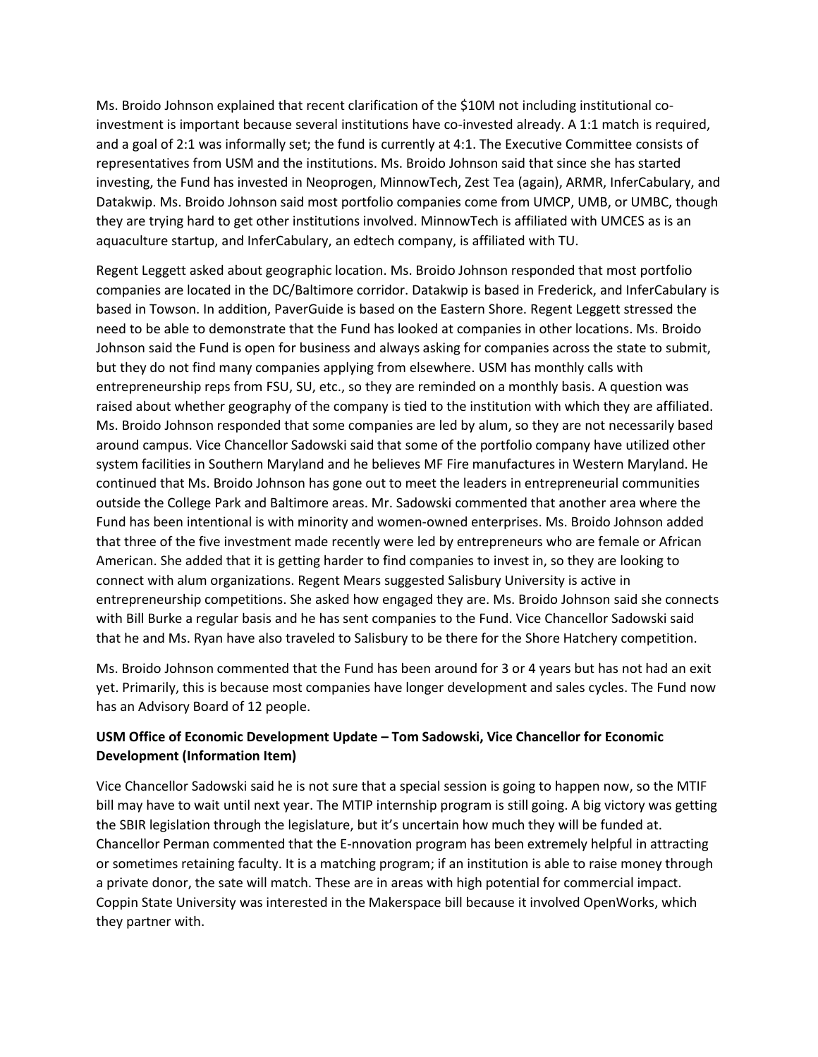Ms. Broido Johnson explained that recent clarification of the $10M not including institutional co-investment is important because several institutions have co-invested already. A 1:1 match is required, and a goal of 2:1 was informally set; the fund is currently at 4:1. The Executive Committee consists of representatives from USM and the institutions. Ms. Broido Johnson said that since she has started investing, the Fund has invested in Neoprogen, MinnowTech, Zest Tea (again), ARMR, InferCabulary, and Datakwip. Ms. Broido Johnson said most portfolio companies come from UMCP, UMB, or UMBC, though they are trying hard to get other institutions involved. MinnowTech is affiliated with UMCES as is an aquaculture startup, and InferCabulary, an edtech company, is affiliated with TU.

Regent Leggett asked about geographic location. Ms. Broido Johnson responded that most portfolio companies are located in the DC/Baltimore corridor. Datakwip is based in Frederick, and InferCabulary is based in Towson. In addition, PaverGuide is based on the Eastern Shore. Regent Leggett stressed the need to be able to demonstrate that the Fund has looked at companies in other locations. Ms. Broido Johnson said the Fund is open for business and always asking for companies across the state to submit, but they do not find many companies applying from elsewhere. USM has monthly calls with entrepreneurship reps from FSU, SU, etc., so they are reminded on a monthly basis. A question was raised about whether geography of the company is tied to the institution with which they are affiliated. Ms. Broido Johnson responded that some companies are led by alum, so they are not necessarily based around campus. Vice Chancellor Sadowski said that some of the portfolio company have utilized other system facilities in Southern Maryland and he believes MF Fire manufactures in Western Maryland. He continued that Ms. Broido Johnson has gone out to meet the leaders in entrepreneurial communities outside the College Park and Baltimore areas. Mr. Sadowski commented that another area where the Fund has been intentional is with minority and women-owned enterprises. Ms. Broido Johnson added that three of the five investment made recently were led by entrepreneurs who are female or African American. She added that it is getting harder to find companies to invest in, so they are looking to connect with alum organizations. Regent Mears suggested Salisbury University is active in entrepreneurship competitions. She asked how engaged they are. Ms. Broido Johnson said she connects with Bill Burke a regular basis and he has sent companies to the Fund. Vice Chancellor Sadowski said that he and Ms. Ryan have also traveled to Salisbury to be there for the Shore Hatchery competition.

Ms. Broido Johnson commented that the Fund has been around for 3 or 4 years but has not had an exit yet. Primarily, this is because most companies have longer development and sales cycles. The Fund now has an Advisory Board of 12 people.

**USM Office of Economic Development Update – Tom Sadowski, Vice Chancellor for Economic Development (Information Item)**

Vice Chancellor Sadowski said he is not sure that a special session is going to happen now, so the MTIF bill may have to wait until next year. The MTIP internship program is still going. A big victory was getting the SBIR legislation through the legislature, but it's uncertain how much they will be funded at. Chancellor Perman commented that the E-nnovation program has been extremely helpful in attracting or sometimes retaining faculty. It is a matching program; if an institution is able to raise money through a private donor, the sate will match. These are in areas with high potential for commercial impact. Coppin State University was interested in the Makerspace bill because it involved OpenWorks, which they partner with.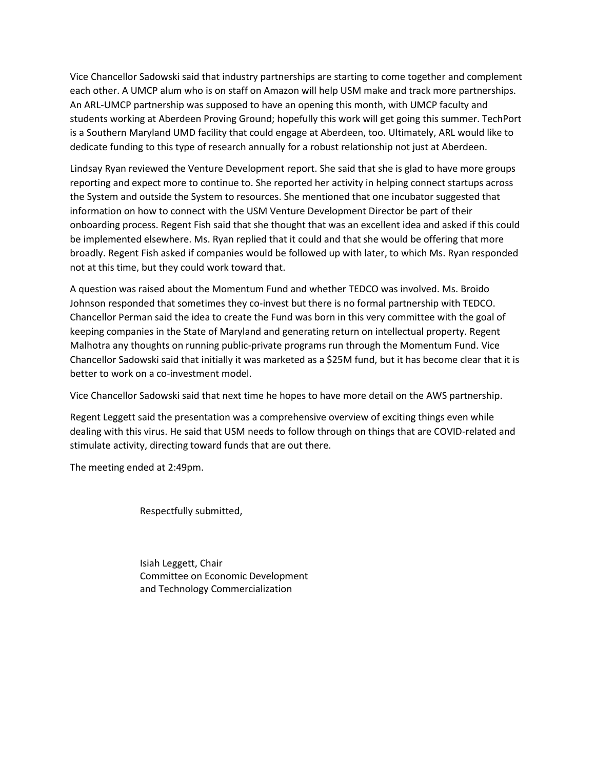Vice Chancellor Sadowski said that industry partnerships are starting to come together and complement each other. A UMCP alum who is on staff on Amazon will help USM make and track more partnerships. An ARL-UMCP partnership was supposed to have an opening this month, with UMCP faculty and students working at Aberdeen Proving Ground; hopefully this work will get going this summer. TechPort is a Southern Maryland UMD facility that could engage at Aberdeen, too. Ultimately, ARL would like to dedicate funding to this type of research annually for a robust relationship not just at Aberdeen.

Lindsay Ryan reviewed the Venture Development report. She said that she is glad to have more groups reporting and expect more to continue to. She reported her activity in helping connect startups across the System and outside the System to resources. She mentioned that one incubator suggested that information on how to connect with the USM Venture Development Director be part of their onboarding process. Regent Fish said that she thought that was an excellent idea and asked if this could be implemented elsewhere. Ms. Ryan replied that it could and that she would be offering that more broadly. Regent Fish asked if companies would be followed up with later, to which Ms. Ryan responded not at this time, but they could work toward that.

A question was raised about the Momentum Fund and whether TEDCO was involved. Ms. Broido Johnson responded that sometimes they co-invest but there is no formal partnership with TEDCO. Chancellor Perman said the idea to create the Fund was born in this very committee with the goal of keeping companies in the State of Maryland and generating return on intellectual property. Regent Malhotra any thoughts on running public-private programs run through the Momentum Fund. Vice Chancellor Sadowski said that initially it was marketed as a $25M fund, but it has become clear that it is better to work on a co-investment model.

Vice Chancellor Sadowski said that next time he hopes to have more detail on the AWS partnership.

Regent Leggett said the presentation was a comprehensive overview of exciting things even while dealing with this virus. He said that USM needs to follow through on things that are COVID-related and stimulate activity, directing toward funds that are out there.

The meeting ended at 2:49pm.

Respectfully submitted,

Isiah Leggett, Chair
Committee on Economic Development
and Technology Commercialization